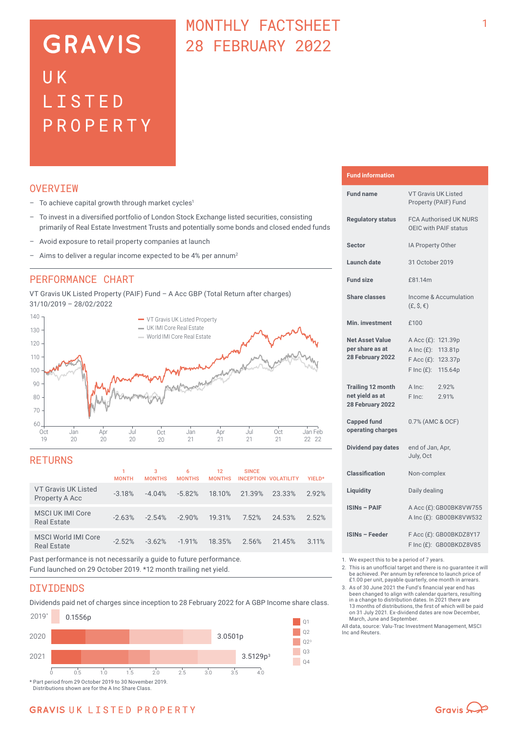# GRAVIS UK LISTED PROPERTY

# MONTHLY FACTSHEET 28 FEBRUARY 2022

## OVERVIEW

- To achieve capital growth through market cycles[1]
- To invest in a diversified portfolio of London Stock Exchange listed securities, consisting primarily of Real Estate Investment Trusts and potentially some bonds and closed ended funds
- Avoid exposure to retail property companies at launch
- Aims to deliver a regular income expected to be 4% per annum[2]

## PERFORMANCE CHART

VT Gravis UK Listed Property (PAIF) Fund – A Acc GBP (Total Return after charges) 31/10/2019 – 28/02/2022

Legend: VT Gravis UK Listed Property; UK IMI Core Real Estate; World IMI Core Real Estate

## RETURNS

| | 1 MONTH | 3 MONTHS | 6 MONTHS | 12 MONTHS | SINCE INCEPTION | VOLATILITY | YIELD* |
|---|---|---|---|---|---|---|---|
| VT Gravis UK Listed Property A Acc | -3.18% | -4.04% | -5.82% | 18.10% | 21.39% | 23.33% | 2.92% |
| MSCI UK IMI Core Real Estate | -2.63% | -2.54% | -2.90% | 19.31% | 7.52% | 24.53% | 2.52% |
| MSCI World IMI Core Real Estate | -2.52% | -3.62% | -1.91% | 18.35% | 2.56% | 21.45% | 3.11% |

Past performance is not necessarily a guide to future performance.
Fund launched on 29 October 2019. *12 month trailing net yield.

## DIVIDENDS

Dividends paid net of charges since inception to 28 February 2022 for A GBP Income share class.

| Year | Total |
|---|---|
| 2019* | 0.1556p |
| 2020 | 3.0501p |
| 2021 | 3.5129p[3] |

Legend: Q1, Q2, Q2[3], Q3, Q4

\* Part period from 29 October 2019 to 30 November 2019.
Distributions shown are for the A Inc Share Class.

## Fund information

| | |
|---|---|
| Fund name | VT Gravis UK Listed Property (PAIF) Fund |
| Regulatory status | FCA Authorised UK NURS OEIC with PAIF status |
| Sector | IA Property Other |
| Launch date | 31 October 2019 |
| Fund size | £81.14m |
| Share classes | Income & Accumulation (£, $, €) |
| Min. investment | £100 |
| Net Asset Value per share as at 28 February 2022 | A Acc (£): 121.39p<br>A Inc (£): 113.81p<br>F Acc (£): 123.37p<br>F Inc (£): 115.64p |
| Trailing 12 month net yield as at 28 February 2022 | A Inc: 2.92%<br>F Inc: 2.91% |
| Capped fund operating charges | 0.7% (AMC & OCF) |
| Dividend pay dates | end of Jan, Apr, July, Oct |
| Classification | Non-complex |
| Liquidity | Daily dealing |
| ISINs – PAIF | A Acc (£): GB00BK8VW755<br>A Inc (£): GB00BK8VW532 |
| ISINs – Feeder | F Acc (£): GB00BKDZ8Y17<br>F Inc (£): GB00BKDZ8V85 |

1. We expect this to be a period of 7 years.
2. This is an unofficial target and there is no guarantee it will be achieved. Per annum by reference to launch price of £1.00 per unit, payable quarterly, one month in arrears.
3. As of 30 June 2021 the Fund's financial year end has been changed to align with calendar quarters, resulting in a change to distribution dates. In 2021 there are 13 months of distributions, the first of which will be paid on 31 July 2021. Ex-dividend dates are now December, March, June and September.

All data, source: Valu-Trac Investment Management, MSCI Inc and Reuters.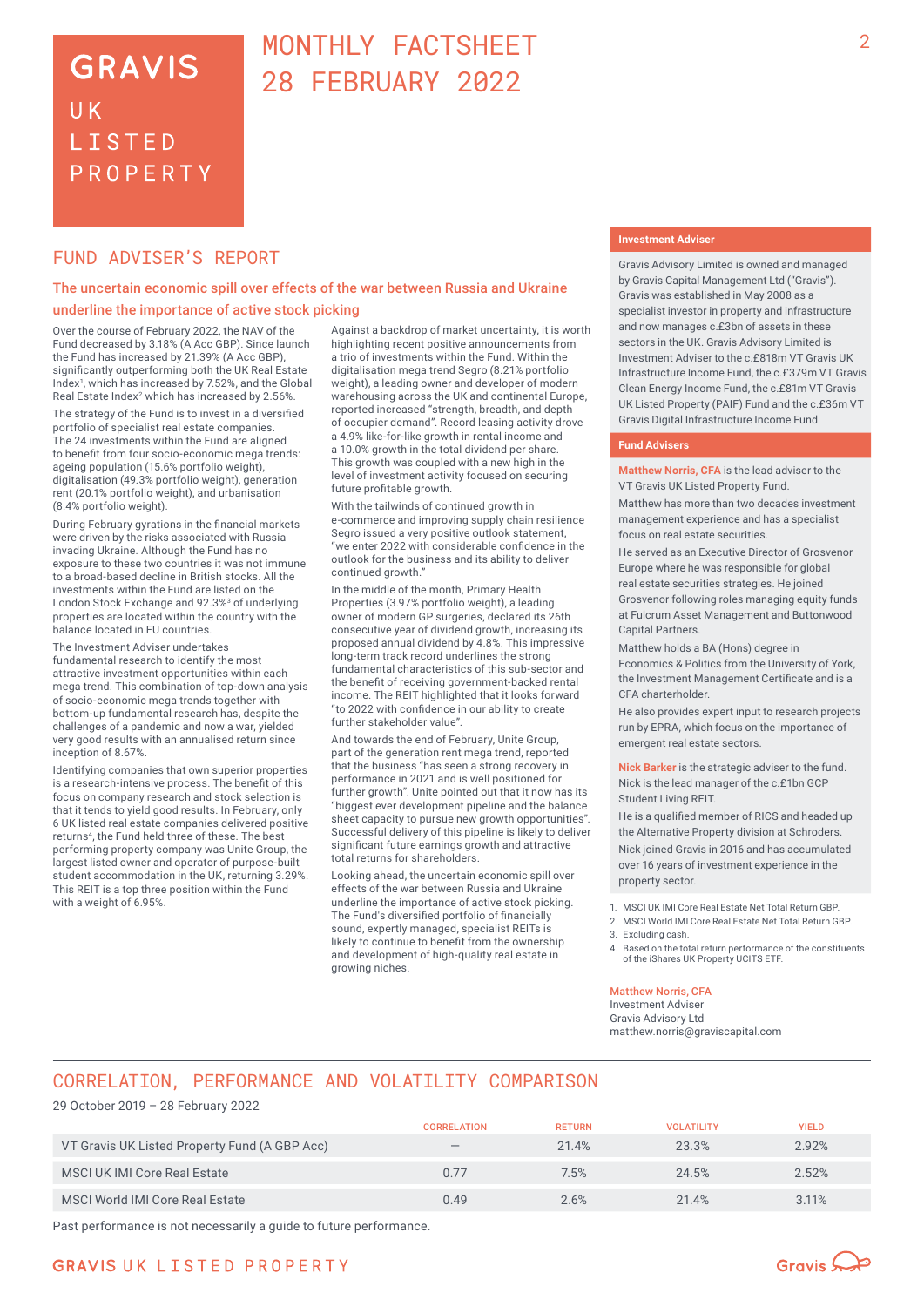# GRAVIS UK LISTED PROPERTY

# MONTHLY FACTSHEET 28 FEBRUARY 2022

## FUND ADVISER'S REPORT

### The uncertain economic spill over effects of the war between Russia and Ukraine underline the importance of active stock picking

Over the course of February 2022, the NAV of the Fund decreased by 3.18% (A Acc GBP). Since launch the Fund has increased by 21.39% (A Acc GBP), significantly outperforming both the UK Real Estate Index[1], which has increased by 7.52%, and the Global Real Estate Index[2] which has increased by 2.56%.

The strategy of the Fund is to invest in a diversified portfolio of specialist real estate companies. The 24 investments within the Fund are aligned to benefit from four socio-economic mega trends: ageing population (15.6% portfolio weight), digitalisation (49.3% portfolio weight), generation rent (20.1% portfolio weight), and urbanisation (8.4% portfolio weight).

During February gyrations in the financial markets were driven by the risks associated with Russia invading Ukraine. Although the Fund has no exposure to these two countries it was not immune to a broad-based decline in British stocks. All the investments within the Fund are listed on the London Stock Exchange and 92.3%[3] of underlying properties are located within the country with the balance located in EU countries.

The Investment Adviser undertakes fundamental research to identify the most attractive investment opportunities within each mega trend. This combination of top-down analysis of socio-economic mega trends together with bottom-up fundamental research has, despite the challenges of a pandemic and now a war, yielded very good results with an annualised return since inception of 8.67%.

Identifying companies that own superior properties is a research-intensive process. The benefit of this focus on company research and stock selection is that it tends to yield good results. In February, only 6 UK listed real estate companies delivered positive returns[4], the Fund held three of these. The best performing property company was Unite Group, the largest listed owner and operator of purpose-built student accommodation in the UK, returning 3.29%. This REIT is a top three position within the Fund with a weight of 6.95%.

Against a backdrop of market uncertainty, it is worth highlighting recent positive announcements from a trio of investments within the Fund. Within the digitalisation mega trend Segro (8.21% portfolio weight), a leading owner and developer of modern warehousing across the UK and continental Europe, reported increased "strength, breadth, and depth of occupier demand". Record leasing activity drove a 4.9% like-for-like growth in rental income and a 10.0% growth in the total dividend per share. This growth was coupled with a new high in the level of investment activity focused on securing future profitable growth.

With the tailwinds of continued growth in e-commerce and improving supply chain resilience Segro issued a very positive outlook statement, "we enter 2022 with considerable confidence in the outlook for the business and its ability to deliver continued growth."

In the middle of the month, Primary Health Properties (3.97% portfolio weight), a leading owner of modern GP surgeries, declared its 26th consecutive year of dividend growth, increasing its proposed annual dividend by 4.8%. This impressive long-term track record underlines the strong fundamental characteristics of this sub-sector and the benefit of receiving government-backed rental income. The REIT highlighted that it looks forward "to 2022 with confidence in our ability to create further stakeholder value".

And towards the end of February, Unite Group, part of the generation rent mega trend, reported that the business "has seen a strong recovery in performance in 2021 and is well positioned for further growth". Unite pointed out that it now has its "biggest ever development pipeline and the balance sheet capacity to pursue new growth opportunities". Successful delivery of this pipeline is likely to deliver significant future earnings growth and attractive total returns for shareholders.

Looking ahead, the uncertain economic spill over effects of the war between Russia and Ukraine underline the importance of active stock picking. The Fund's diversified portfolio of financially sound, expertly managed, specialist REITs is likely to continue to benefit from the ownership and development of high-quality real estate in growing niches.

### Investment Adviser

Gravis Advisory Limited is owned and managed by Gravis Capital Management Ltd ("Gravis"). Gravis was established in May 2008 as a specialist investor in property and infrastructure and now manages c.£3bn of assets in these sectors in the UK. Gravis Advisory Limited is Investment Adviser to the c.£818m VT Gravis UK Infrastructure Income Fund, the c.£379m VT Gravis Clean Energy Income Fund, the c.£81m VT Gravis UK Listed Property (PAIF) Fund and the c.£36m VT Gravis Digital Infrastructure Income Fund

### Fund Advisers

**Matthew Norris, CFA** is the lead adviser to the VT Gravis UK Listed Property Fund.

Matthew has more than two decades investment management experience and has a specialist focus on real estate securities.

He served as an Executive Director of Grosvenor Europe where he was responsible for global real estate securities strategies. He joined Grosvenor following roles managing equity funds at Fulcrum Asset Management and Buttonwood Capital Partners.

Matthew holds a BA (Hons) degree in Economics & Politics from the University of York, the Investment Management Certificate and is a CFA charterholder.

He also provides expert input to research projects run by EPRA, which focus on the importance of emergent real estate sectors.

**Nick Barker** is the strategic adviser to the fund. Nick is the lead manager of the c.£1bn GCP Student Living REIT.

He is a qualified member of RICS and headed up the Alternative Property division at Schroders.

Nick joined Gravis in 2016 and has accumulated over 16 years of investment experience in the property sector.

1. MSCI UK IMI Core Real Estate Net Total Return GBP.
2. MSCI World IMI Core Real Estate Net Total Return GBP.
3. Excluding cash.
4. Based on the total return performance of the constituents of the iShares UK Property UCITS ETF.

**Matthew Norris, CFA**
Investment Adviser
Gravis Advisory Ltd
matthew.norris@graviscapital.com

## CORRELATION, PERFORMANCE AND VOLATILITY COMPARISON

29 October 2019 – 28 February 2022

| | CORRELATION | RETURN | VOLATILITY | YIELD |
|---|---|---|---|---|
| VT Gravis UK Listed Property Fund (A GBP Acc) | – | 21.4% | 23.3% | 2.92% |
| MSCI UK IMI Core Real Estate | 0.77 | 7.5% | 24.5% | 2.52% |
| MSCI World IMI Core Real Estate | 0.49 | 2.6% | 21.4% | 3.11% |

Past performance is not necessarily a guide to future performance.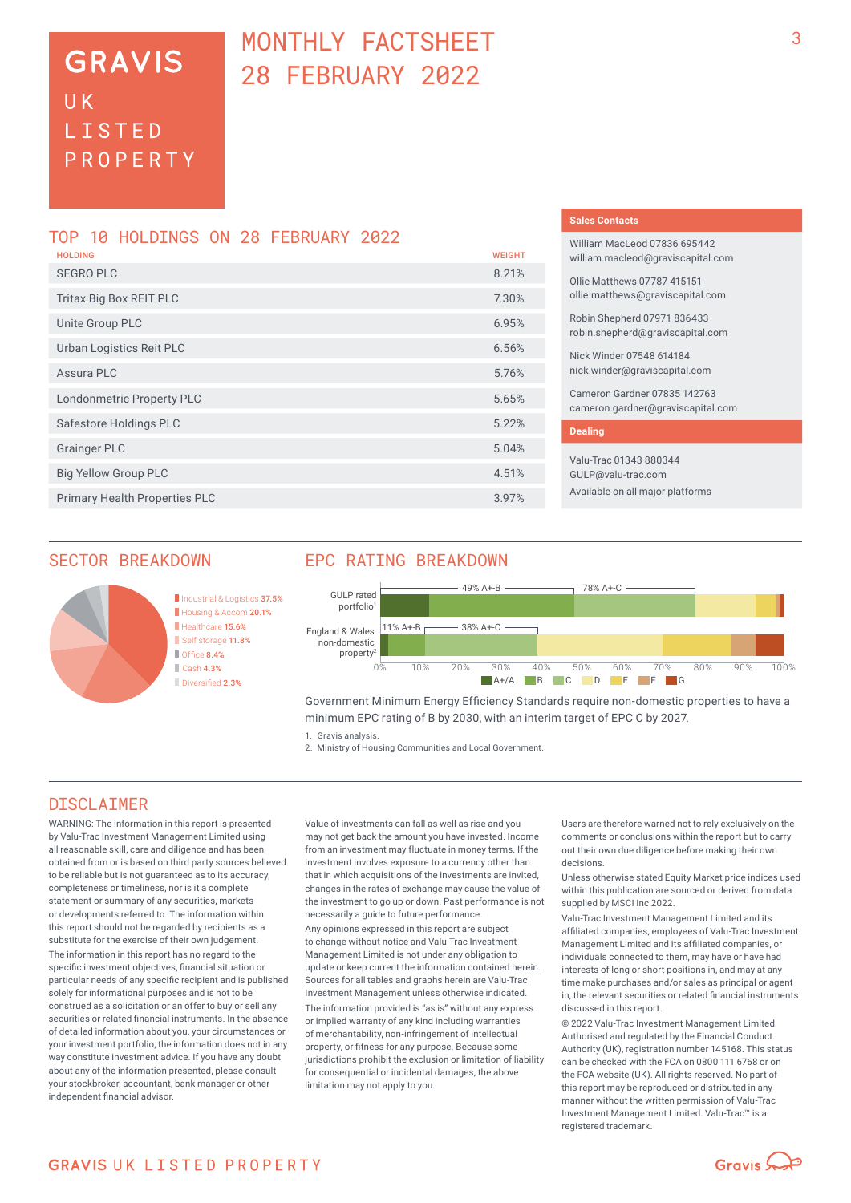# GRAVIS UK LISTED PROPERTY

## MONTHLY FACTSHEET 28 FEBRUARY 2022

## TOP 10 HOLDINGS ON 28 FEBRUARY 2022

| HOLDING | WEIGHT |
|---|---|
| SEGRO PLC | 8.21% |
| Tritax Big Box REIT PLC | 7.30% |
| Unite Group PLC | 6.95% |
| Urban Logistics Reit PLC | 6.56% |
| Assura PLC | 5.76% |
| Londonmetric Property PLC | 5.65% |
| Safestore Holdings PLC | 5.22% |
| Grainger PLC | 5.04% |
| Big Yellow Group PLC | 4.51% |
| Primary Health Properties PLC | 3.97% |

### Sales Contacts

William MacLeod 07836 695442
william.macleod@graviscapital.com

Ollie Matthews 07787 415151
ollie.matthews@graviscapital.com

Robin Shepherd 07971 836433
robin.shepherd@graviscapital.com

Nick Winder 07548 614184
nick.winder@graviscapital.com

Cameron Gardner 07835 142763
cameron.gardner@graviscapital.com

### Dealing

Valu-Trac 01343 880344
GULP@valu-trac.com
Available on all major platforms

## SECTOR BREAKDOWN

Industrial & Logistics 37.5%
Housing & Accom 20.1%
Healthcare 15.6%
Self storage 11.8%
Office 8.4%
Cash 4.3%
Diversified 2.3%

## EPC RATING BREAKDOWN

GULP rated portfolio[1]
49% A+-B
78% A+-C

England & Wales non-domestic property[2]
11% A+-B
38% A+-C

0% 10% 20% 30% 40% 50% 60% 70% 80% 90% 100%

A+/A B C D E F G

Government Minimum Energy Efficiency Standards require non-domestic properties to have a minimum EPC rating of B by 2030, with an interim target of EPC C by 2027.

1. Gravis analysis.
2. Ministry of Housing Communities and Local Government.

## DISCLAIMER

WARNING: The information in this report is presented by Valu-Trac Investment Management Limited using all reasonable skill, care and diligence and has been obtained from or is based on third party sources believed to be reliable but is not guaranteed as to its accuracy, completeness or timeliness, nor is it a complete statement or summary of any securities, markets or developments referred to. The information within this report should not be regarded by recipients as a substitute for the exercise of their own judgement.

The information in this report has no regard to the specific investment objectives, financial situation or particular needs of any specific recipient and is published solely for informational purposes and is not to be construed as a solicitation or an offer to buy or sell any securities or related financial instruments. In the absence of detailed information about you, your circumstances or your investment portfolio, the information does not in any way constitute investment advice. If you have any doubt about any of the information presented, please consult your stockbroker, accountant, bank manager or other independent financial advisor.

Value of investments can fall as well as rise and you may not get back the amount you have invested. Income from an investment may fluctuate in money terms. If the investment involves exposure to a currency other than that in which acquisitions of the investments are invited, changes in the rates of exchange may cause the value of the investment to go up or down. Past performance is not necessarily a guide to future performance.

Any opinions expressed in this report are subject to change without notice and Valu-Trac Investment Management Limited is not under any obligation to update or keep current the information contained herein. Sources for all tables and graphs herein are Valu-Trac Investment Management unless otherwise indicated.

The information provided is "as is" without any express or implied warranty of any kind including warranties of merchantability, non-infringement of intellectual property, or fitness for any purpose. Because some jurisdictions prohibit the exclusion or limitation of liability for consequential or incidental damages, the above limitation may not apply to you.

Users are therefore warned not to rely exclusively on the comments or conclusions within the report but to carry out their own due diligence before making their own decisions.

Unless otherwise stated Equity Market price indices used within this publication are sourced or derived from data supplied by MSCI Inc 2022.

Valu-Trac Investment Management Limited and its affiliated companies, employees of Valu-Trac Investment Management Limited and its affiliated companies, or individuals connected to them, may have or have had interests of long or short positions in, and may at any time make purchases and/or sales as principal or agent in, the relevant securities or related financial instruments discussed in this report.

© 2022 Valu-Trac Investment Management Limited. Authorised and regulated by the Financial Conduct Authority (UK), registration number 145168. This status can be checked with the FCA on 0800 111 6768 or on the FCA website (UK). All rights reserved. No part of this report may be reproduced or distributed in any manner without the written permission of Valu-Trac Investment Management Limited. Valu-Trac™ is a registered trademark.